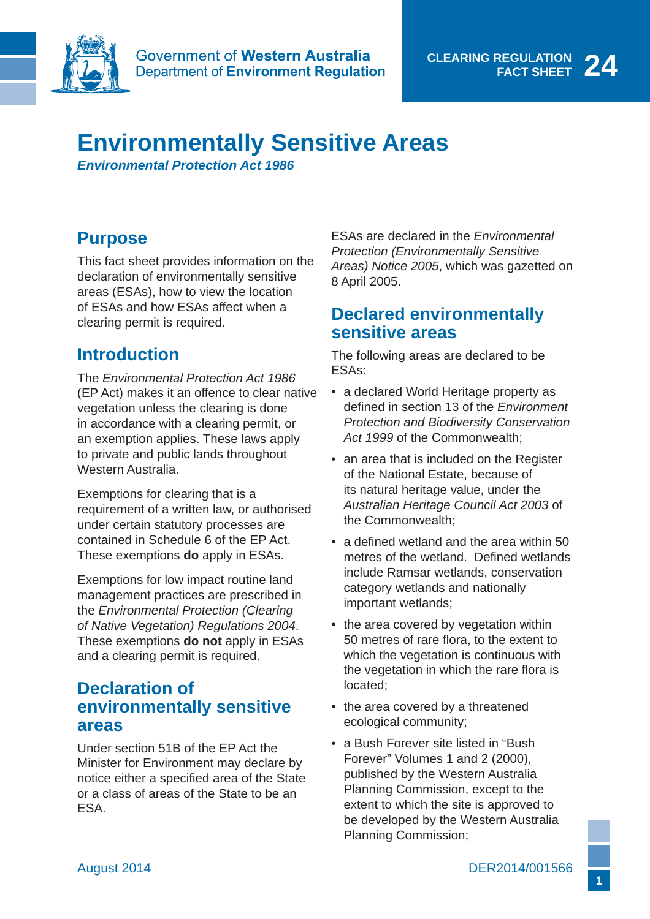Government of **Western Australia**
Department of **Environment Regulation**

**CLEARING REGULATION FACT SHEET 24**

# Environmentally Sensitive Areas

***Environmental Protection Act 1986***

## Purpose

This fact sheet provides information on the declaration of environmentally sensitive areas (ESAs), how to view the location of ESAs and how ESAs affect when a clearing permit is required.

## Introduction

The *Environmental Protection Act 1986* (EP Act) makes it an offence to clear native vegetation unless the clearing is done in accordance with a clearing permit, or an exemption applies. These laws apply to private and public lands throughout Western Australia.

Exemptions for clearing that is a requirement of a written law, or authorised under certain statutory processes are contained in Schedule 6 of the EP Act. These exemptions **do** apply in ESAs.

Exemptions for low impact routine land management practices are prescribed in the *Environmental Protection (Clearing of Native Vegetation) Regulations 2004*. These exemptions **do not** apply in ESAs and a clearing permit is required.

## Declaration of environmentally sensitive areas

Under section 51B of the EP Act the Minister for Environment may declare by notice either a specified area of the State or a class of areas of the State to be an ESA.

ESAs are declared in the *Environmental Protection (Environmentally Sensitive Areas) Notice 2005*, which was gazetted on 8 April 2005.

## Declared environmentally sensitive areas

The following areas are declared to be ESAs:

- a declared World Heritage property as defined in section 13 of the *Environment Protection and Biodiversity Conservation Act 1999* of the Commonwealth;
- an area that is included on the Register of the National Estate, because of its natural heritage value, under the *Australian Heritage Council Act 2003* of the Commonwealth;
- a defined wetland and the area within 50 metres of the wetland. Defined wetlands include Ramsar wetlands, conservation category wetlands and nationally important wetlands;
- the area covered by vegetation within 50 metres of rare flora, to the extent to which the vegetation is continuous with the vegetation in which the rare flora is located;
- the area covered by a threatened ecological community;
- a Bush Forever site listed in "Bush Forever" Volumes 1 and 2 (2000), published by the Western Australia Planning Commission, except to the extent to which the site is approved to be developed by the Western Australia Planning Commission;

August 2014 DER2014/001566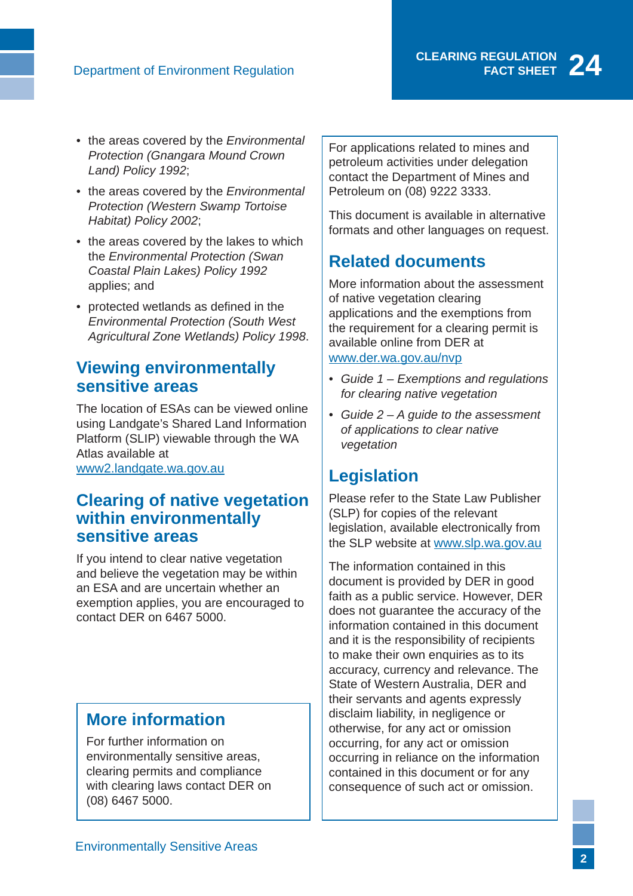- the areas covered by the *Environmental Protection (Gnangara Mound Crown Land) Policy 1992*;
- the areas covered by the *Environmental Protection (Western Swamp Tortoise Habitat) Policy 2002*;
- the areas covered by the lakes to which the *Environmental Protection (Swan Coastal Plain Lakes) Policy 1992* applies; and
- protected wetlands as defined in the *Environmental Protection (South West Agricultural Zone Wetlands) Policy 1998*.

## Viewing environmentally sensitive areas

The location of ESAs can be viewed online using Landgate's Shared Land Information Platform (SLIP) viewable through the WA Atlas available at www2.landgate.wa.gov.au

## Clearing of native vegetation within environmentally sensitive areas

If you intend to clear native vegetation and believe the vegetation may be within an ESA and are uncertain whether an exemption applies, you are encouraged to contact DER on 6467 5000.

## More information

For further information on environmentally sensitive areas, clearing permits and compliance with clearing laws contact DER on (08) 6467 5000.

For applications related to mines and petroleum activities under delegation contact the Department of Mines and Petroleum on (08) 9222 3333.

This document is available in alternative formats and other languages on request.

## Related documents

More information about the assessment of native vegetation clearing applications and the exemptions from the requirement for a clearing permit is available online from DER at www.der.wa.gov.au/nvp

- *Guide 1 – Exemptions and regulations for clearing native vegetation*
- *Guide 2 – A guide to the assessment of applications to clear native vegetation*

## Legislation

Please refer to the State Law Publisher (SLP) for copies of the relevant legislation, available electronically from the SLP website at www.slp.wa.gov.au

The information contained in this document is provided by DER in good faith as a public service. However, DER does not guarantee the accuracy of the information contained in this document and it is the responsibility of recipients to make their own enquiries as to its accuracy, currency and relevance. The State of Western Australia, DER and their servants and agents expressly disclaim liability, in negligence or otherwise, for any act or omission occurring, for any act or omission occurring in reliance on the information contained in this document or for any consequence of such act or omission.